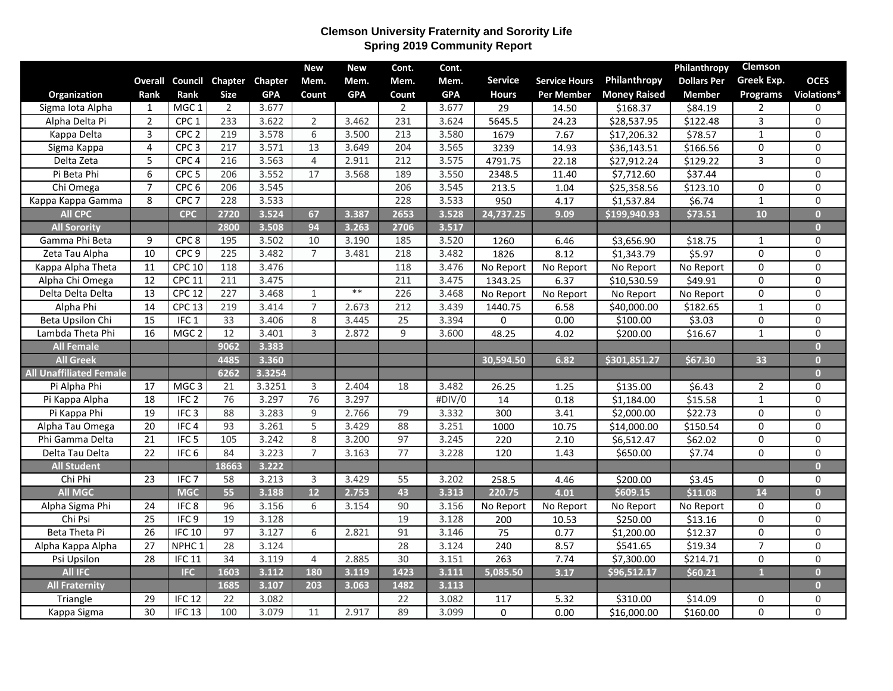**Clemson University Fraternity and Sorority Life**
**Spring 2019 Community Report**

| Organization | Overall Rank | Council Rank | Chapter Size | Chapter GPA | New Mem. Count | New Mem. GPA | Cont. Mem. Count | Cont. Mem. GPA | Service Hours | Service Hours Per Member | Philanthropy Money Raised | Philanthropy Dollars Per Member | Clemson Greek Exp. Programs | OCES Violations* |
|---|---|---|---|---|---|---|---|---|---|---|---|---|---|---|
| Sigma Iota Alpha | 1 | MGC 1 | 2 | 3.677 | | | 2 | 3.677 | 29 | 14.50 | $168.37 | $84.19 | 2 | 0 |
| Alpha Delta Pi | 2 | CPC 1 | 233 | 3.622 | 2 | 3.462 | 231 | 3.624 | 5645.5 | 24.23 | $28,537.95 | $122.48 | 3 | 0 |
| Kappa Delta | 3 | CPC 2 | 219 | 3.578 | 6 | 3.500 | 213 | 3.580 | 1679 | 7.67 | $17,206.32 | $78.57 | 1 | 0 |
| Sigma Kappa | 4 | CPC 3 | 217 | 3.571 | 13 | 3.649 | 204 | 3.565 | 3239 | 14.93 | $36,143.51 | $166.56 | 0 | 0 |
| Delta Zeta | 5 | CPC 4 | 216 | 3.563 | 4 | 2.911 | 212 | 3.575 | 4791.75 | 22.18 | $27,912.24 | $129.22 | 3 | 0 |
| Pi Beta Phi | 6 | CPC 5 | 206 | 3.552 | 17 | 3.568 | 189 | 3.550 | 2348.5 | 11.40 | $7,712.60 | $37.44 | | 0 |
| Chi Omega | 7 | CPC 6 | 206 | 3.545 | | | 206 | 3.545 | 213.5 | 1.04 | $25,358.56 | $123.10 | 0 | 0 |
| Kappa Kappa Gamma | 8 | CPC 7 | 228 | 3.533 | | | 228 | 3.533 | 950 | 4.17 | $1,537.84 | $6.74 | 1 | 0 |
| **All CPC** | | **CPC** | **2720** | **3.524** | **67** | **3.387** | **2653** | **3.528** | **24,737.25** | **9.09** | **$199,940.93** | **$73.51** | **10** | **0** |
| **All Sorority** | | | **2800** | **3.508** | **94** | **3.263** | **2706** | **3.517** | | | | | | **0** |
| Gamma Phi Beta | 9 | CPC 8 | 195 | 3.502 | 10 | 3.190 | 185 | 3.520 | 1260 | 6.46 | $3,656.90 | $18.75 | 1 | 0 |
| Zeta Tau Alpha | 10 | CPC 9 | 225 | 3.482 | 7 | 3.481 | 218 | 3.482 | 1826 | 8.12 | $1,343.79 | $5.97 | 0 | 0 |
| Kappa Alpha Theta | 11 | CPC 10 | 118 | 3.476 | | | 118 | 3.476 | No Report | No Report | No Report | No Report | 0 | 0 |
| Alpha Chi Omega | 12 | CPC 11 | 211 | 3.475 | | | 211 | 3.475 | 1343.25 | 6.37 | $10,530.59 | $49.91 | 0 | 0 |
| Delta Delta Delta | 13 | CPC 12 | 227 | 3.468 | 1 | ** | 226 | 3.468 | No Report | No Report | No Report | No Report | 0 | 0 |
| Alpha Phi | 14 | CPC 13 | 219 | 3.414 | 7 | 2.673 | 212 | 3.439 | 1440.75 | 6.58 | $40,000.00 | $182.65 | 1 | 0 |
| Beta Upsilon Chi | 15 | IFC 1 | 33 | 3.406 | 8 | 3.445 | 25 | 3.394 | 0 | 0.00 | $100.00 | $3.03 | 0 | 0 |
| Lambda Theta Phi | 16 | MGC 2 | 12 | 3.401 | 3 | 2.872 | 9 | 3.600 | 48.25 | 4.02 | $200.00 | $16.67 | 1 | 0 |
| **All Female** | | | **9062** | **3.383** | | | | | | | | | | **0** |
| **All Greek** | | | **4485** | **3.360** | | | | | **30,594.50** | **6.82** | **$301,851.27** | **$67.30** | **33** | **0** |
| **All Unaffiliated Female** | | | **6262** | **3.3254** | | | | | | | | | | **0** |
| Pi Alpha Phi | 17 | MGC 3 | 21 | 3.3251 | 3 | 2.404 | 18 | 3.482 | 26.25 | 1.25 | $135.00 | $6.43 | 2 | 0 |
| Pi Kappa Alpha | 18 | IFC 2 | 76 | 3.297 | 76 | 3.297 | | #DIV/0 | 14 | 0.18 | $1,184.00 | $15.58 | 1 | 0 |
| Pi Kappa Phi | 19 | IFC 3 | 88 | 3.283 | 9 | 2.766 | 79 | 3.332 | 300 | 3.41 | $2,000.00 | $22.73 | 0 | 0 |
| Alpha Tau Omega | 20 | IFC 4 | 93 | 3.261 | 5 | 3.429 | 88 | 3.251 | 1000 | 10.75 | $14,000.00 | $150.54 | 0 | 0 |
| Phi Gamma Delta | 21 | IFC 5 | 105 | 3.242 | 8 | 3.200 | 97 | 3.245 | 220 | 2.10 | $6,512.47 | $62.02 | 0 | 0 |
| Delta Tau Delta | 22 | IFC 6 | 84 | 3.223 | 7 | 3.163 | 77 | 3.228 | 120 | 1.43 | $650.00 | $7.74 | 0 | 0 |
| **All Student** | | | **18663** | **3.222** | | | | | | | | | | **0** |
| Chi Phi | 23 | IFC 7 | 58 | 3.213 | 3 | 3.429 | 55 | 3.202 | 258.5 | 4.46 | $200.00 | $3.45 | 0 | 0 |
| **All MGC** | | **MGC** | **55** | **3.188** | **12** | **2.753** | **43** | **3.313** | **220.75** | **4.01** | **$609.15** | **$11.08** | **14** | **0** |
| Alpha Sigma Phi | 24 | IFC 8 | 96 | 3.156 | 6 | 3.154 | 90 | 3.156 | No Report | No Report | No Report | No Report | 0 | 0 |
| Chi Psi | 25 | IFC 9 | 19 | 3.128 | | | 19 | 3.128 | 200 | 10.53 | $250.00 | $13.16 | 0 | 0 |
| Beta Theta Pi | 26 | IFC 10 | 97 | 3.127 | 6 | 2.821 | 91 | 3.146 | 75 | 0.77 | $1,200.00 | $12.37 | 0 | 0 |
| Alpha Kappa Alpha | 27 | NPHC 1 | 28 | 3.124 | | | 28 | 3.124 | 240 | 8.57 | $541.65 | $19.34 | 7 | 0 |
| Psi Upsilon | 28 | IFC 11 | 34 | 3.119 | 4 | 2.885 | 30 | 3.151 | 263 | 7.74 | $7,300.00 | $214.71 | 0 | 0 |
| **All IFC** | | **IFC** | **1603** | **3.112** | **180** | **3.119** | **1423** | **3.111** | **5,085.50** | **3.17** | **$96,512.17** | **$60.21** | **1** | **0** |
| **All Fraternity** | | | **1685** | **3.107** | **203** | **3.063** | **1482** | **3.113** | | | | | | **0** |
| Triangle | 29 | IFC 12 | 22 | 3.082 | | | 22 | 3.082 | 117 | 5.32 | $310.00 | $14.09 | 0 | 0 |
| Kappa Sigma | 30 | IFC 13 | 100 | 3.079 | 11 | 2.917 | 89 | 3.099 | 0 | 0.00 | $16,000.00 | $160.00 | 0 | 0 |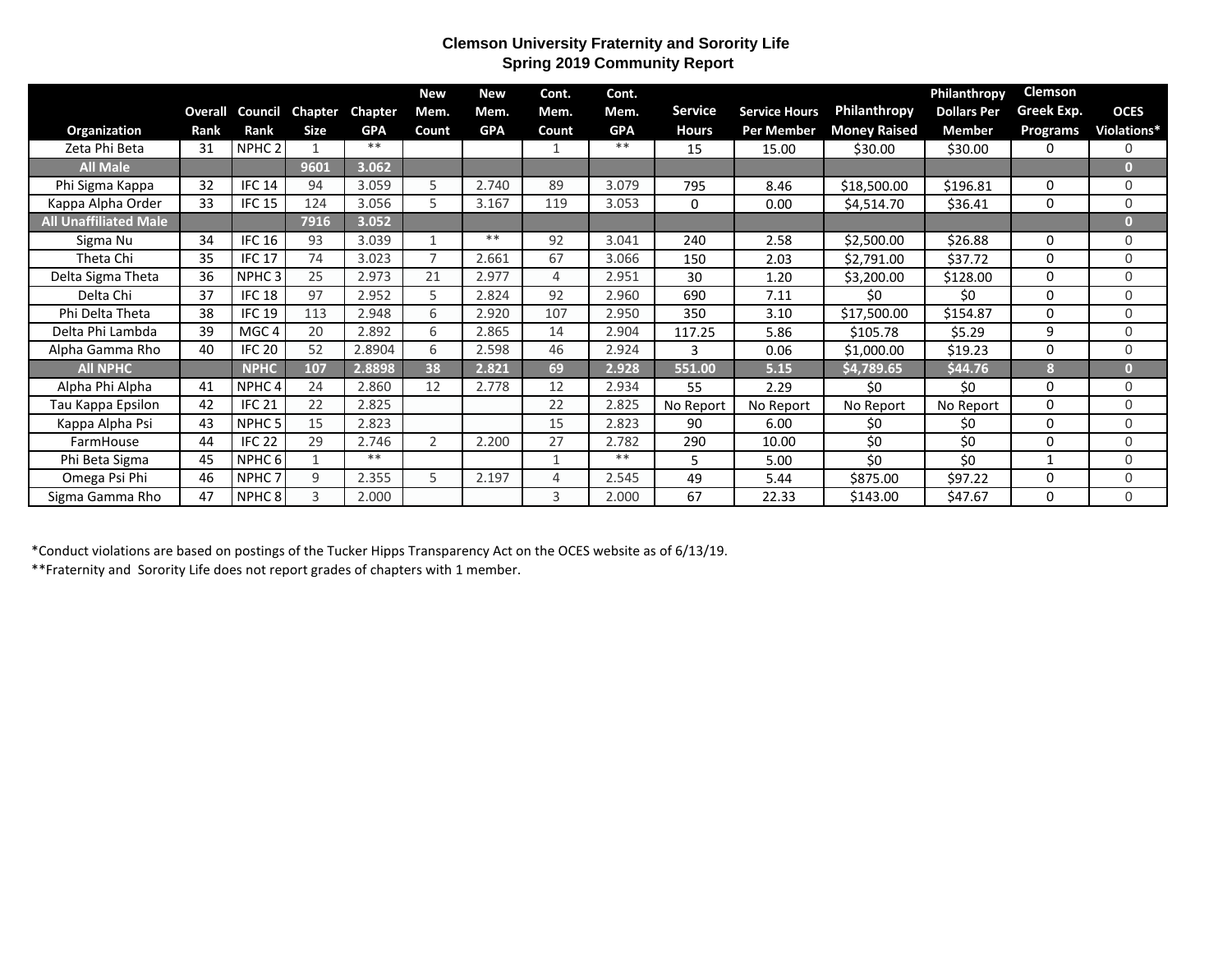**Clemson University Fraternity and Sorority Life**
**Spring 2019 Community Report**

| Organization | Overall Rank | Council Rank | Chapter Size | Chapter GPA | New Mem. Count | New Mem. GPA | Cont. Mem. Count | Cont. Mem. GPA | Service Hours | Service Hours Per Member | Philanthropy Money Raised | Philanthropy Dollars Per Member | Clemson Greek Exp. Programs | OCES Violations* |
|---|---|---|---|---|---|---|---|---|---|---|---|---|---|---|
| Zeta Phi Beta | 31 | NPHC 2 | 1 | ** | | | 1 | ** | 15 | 15.00 | $30.00 | $30.00 | 0 | 0 |
| **All Male** | | | **9601** | **3.062** | | | | | | | | | | **0** |
| Phi Sigma Kappa | 32 | IFC 14 | 94 | 3.059 | 5 | 2.740 | 89 | 3.079 | 795 | 8.46 | $18,500.00 | $196.81 | 0 | 0 |
| Kappa Alpha Order | 33 | IFC 15 | 124 | 3.056 | 5 | 3.167 | 119 | 3.053 | 0 | 0.00 | $4,514.70 | $36.41 | 0 | 0 |
| **All Unaffiliated Male** | | | **7916** | **3.052** | | | | | | | | | | **0** |
| Sigma Nu | 34 | IFC 16 | 93 | 3.039 | 1 | ** | 92 | 3.041 | 240 | 2.58 | $2,500.00 | $26.88 | 0 | 0 |
| Theta Chi | 35 | IFC 17 | 74 | 3.023 | 7 | 2.661 | 67 | 3.066 | 150 | 2.03 | $2,791.00 | $37.72 | 0 | 0 |
| Delta Sigma Theta | 36 | NPHC 3 | 25 | 2.973 | 21 | 2.977 | 4 | 2.951 | 30 | 1.20 | $3,200.00 | $128.00 | 0 | 0 |
| Delta Chi | 37 | IFC 18 | 97 | 2.952 | 5 | 2.824 | 92 | 2.960 | 690 | 7.11 | $0 | $0 | 0 | 0 |
| Phi Delta Theta | 38 | IFC 19 | 113 | 2.948 | 6 | 2.920 | 107 | 2.950 | 350 | 3.10 | $17,500.00 | $154.87 | 0 | 0 |
| Delta Phi Lambda | 39 | MGC 4 | 20 | 2.892 | 6 | 2.865 | 14 | 2.904 | 117.25 | 5.86 | $105.78 | $5.29 | 9 | 0 |
| Alpha Gamma Rho | 40 | IFC 20 | 52 | 2.8904 | 6 | 2.598 | 46 | 2.924 | 3 | 0.06 | $1,000.00 | $19.23 | 0 | 0 |
| **All NPHC** | | **NPHC** | **107** | **2.8898** | **38** | **2.821** | **69** | **2.928** | **551.00** | **5.15** | **$4,789.65** | **$44.76** | **8** | **0** |
| Alpha Phi Alpha | 41 | NPHC 4 | 24 | 2.860 | 12 | 2.778 | 12 | 2.934 | 55 | 2.29 | $0 | $0 | 0 | 0 |
| Tau Kappa Epsilon | 42 | IFC 21 | 22 | 2.825 | | | 22 | 2.825 | No Report | No Report | No Report | No Report | 0 | 0 |
| Kappa Alpha Psi | 43 | NPHC 5 | 15 | 2.823 | | | 15 | 2.823 | 90 | 6.00 | $0 | $0 | 0 | 0 |
| FarmHouse | 44 | IFC 22 | 29 | 2.746 | 2 | 2.200 | 27 | 2.782 | 290 | 10.00 | $0 | $0 | 0 | 0 |
| Phi Beta Sigma | 45 | NPHC 6 | 1 | ** | | | 1 | ** | 5 | 5.00 | $0 | $0 | 1 | 0 |
| Omega Psi Phi | 46 | NPHC 7 | 9 | 2.355 | 5 | 2.197 | 4 | 2.545 | 49 | 5.44 | $875.00 | $97.22 | 0 | 0 |
| Sigma Gamma Rho | 47 | NPHC 8 | 3 | 2.000 | | | 3 | 2.000 | 67 | 22.33 | $143.00 | $47.67 | 0 | 0 |

*Conduct violations are based on postings of the Tucker Hipps Transparency Act on the OCES website as of 6/13/19.

**Fraternity and Sorority Life does not report grades of chapters with 1 member.